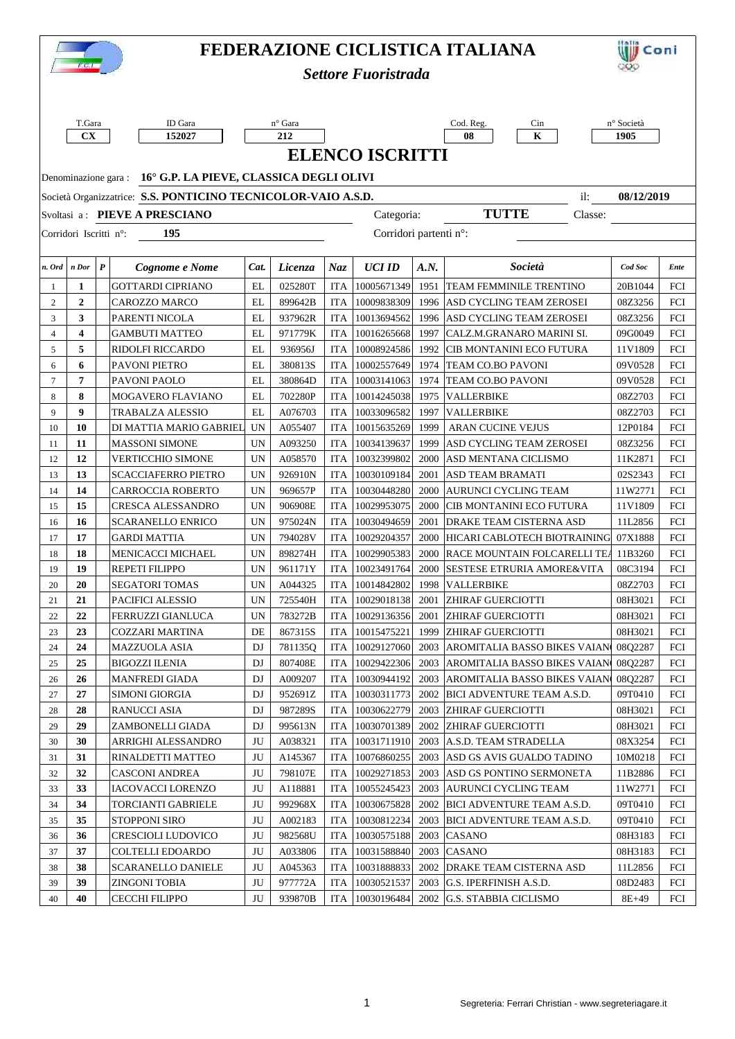# FEDERAZIONE CICLISTICA ITALIANA

*Settore Fuoristrada*

| T.Gara | ID Gara | n° Gara | Cod. Reg. | Cin | n° Società |
|---|---|---|---|---|---|
| CX | 152027 | 212 | 08 | K | 1905 |

## ELENCO ISCRITTI

Denominazione gara : **16° G.P. LA PIEVE, CLASSICA DEGLI OLIVI**

Società Organizzatrice: **S.S. PONTICINO TECNICOLOR-VAIO A.S.D.** il: **08/12/2019**

Svoltasi a : **PIEVE A PRESCIANO** Categoria: **TUTTE** Classe:

Corridori Iscritti n°: **195** Corridori partenti n°:

| n. Ord | n Dor | P | Cognome e Nome | Cat. | Licenza | Naz | UCI ID | A.N. | Società | Cod Soc | Ente |
|---|---|---|---|---|---|---|---|---|---|---|---|
| 1 | 1 | | GOTTARDI CIPRIANO | EL | 025280T | ITA | 10005671349 | 1951 | TEAM FEMMINILE TRENTINO | 20B1044 | FCI |
| 2 | 2 | | CAROZZO MARCO | EL | 899642B | ITA | 10009838309 | 1996 | ASD CYCLING TEAM ZEROSEI | 08Z3256 | FCI |
| 3 | 3 | | PARENTI NICOLA | EL | 937962R | ITA | 10013694562 | 1996 | ASD CYCLING TEAM ZEROSEI | 08Z3256 | FCI |
| 4 | 4 | | GAMBUTI MATTEO | EL | 971779K | ITA | 10016265668 | 1997 | CALZ.M.GRANARO MARINI SI. | 09G0049 | FCI |
| 5 | 5 | | RIDOLFI RICCARDO | EL | 936956J | ITA | 10008924586 | 1992 | CIB MONTANINI ECO FUTURA | 11V1809 | FCI |
| 6 | 6 | | PAVONI PIETRO | EL | 380813S | ITA | 10002557649 | 1974 | TEAM CO.BO PAVONI | 09V0528 | FCI |
| 7 | 7 | | PAVONI PAOLO | EL | 380864D | ITA | 10003141063 | 1974 | TEAM CO.BO PAVONI | 09V0528 | FCI |
| 8 | 8 | | MOGAVERO FLAVIANO | EL | 702280P | ITA | 10014245038 | 1975 | VALLERBIKE | 08Z2703 | FCI |
| 9 | 9 | | TRABALZA ALESSIO | EL | A076703 | ITA | 10033096582 | 1997 | VALLERBIKE | 08Z2703 | FCI |
| 10 | 10 | | DI MATTIA MARIO GABRIEL | UN | A055407 | ITA | 10015635269 | 1999 | ARAN CUCINE VEJUS | 12P0184 | FCI |
| 11 | 11 | | MASSONI SIMONE | UN | A093250 | ITA | 10034139637 | 1999 | ASD CYCLING TEAM ZEROSEI | 08Z3256 | FCI |
| 12 | 12 | | VERTICCHIO SIMONE | UN | A058570 | ITA | 10032399802 | 2000 | ASD MENTANA CICLISMO | 11K2871 | FCI |
| 13 | 13 | | SCACCIAFERRO PIETRO | UN | 926910N | ITA | 10030109184 | 2001 | ASD TEAM BRAMATI | 02S2343 | FCI |
| 14 | 14 | | CARROCCIA ROBERTO | UN | 969657P | ITA | 10030448280 | 2000 | AURUNCI CYCLING TEAM | 11W2771 | FCI |
| 15 | 15 | | CRESCA ALESSANDRO | UN | 906908E | ITA | 10029953075 | 2000 | CIB MONTANINI ECO FUTURA | 11V1809 | FCI |
| 16 | 16 | | SCARANELLO ENRICO | UN | 975024N | ITA | 10030494659 | 2001 | DRAKE TEAM CISTERNA ASD | 11L2856 | FCI |
| 17 | 17 | | GARDI MATTIA | UN | 794028V | ITA | 10029204357 | 2000 | HICARI CABLOTECH BIOTRAINING | 07X1888 | FCI |
| 18 | 18 | | MENICACCI MICHAEL | UN | 898274H | ITA | 10029905383 | 2000 | RACE MOUNTAIN FOLCARELLI TEA | 11B3260 | FCI |
| 19 | 19 | | REPETI FILIPPO | UN | 961171Y | ITA | 10023491764 | 2000 | SESTESE ETRURIA AMORE&VITA | 08C3194 | FCI |
| 20 | 20 | | SEGATORI TOMAS | UN | A044325 | ITA | 10014842802 | 1998 | VALLERBIKE | 08Z2703 | FCI |
| 21 | 21 | | PACIFICI ALESSIO | UN | 725540H | ITA | 10029018138 | 2001 | ZHIRAF GUERCIOTTI | 08H3021 | FCI |
| 22 | 22 | | FERRUZZI GIANLUCA | UN | 783272B | ITA | 10029136356 | 2001 | ZHIRAF GUERCIOTTI | 08H3021 | FCI |
| 23 | 23 | | COZZARI MARTINA | DE | 867315S | ITA | 10015475221 | 1999 | ZHIRAF GUERCIOTTI | 08H3021 | FCI |
| 24 | 24 | | MAZZUOLA ASIA | DJ | 781135Q | ITA | 10029127060 | 2003 | AROMITALIA BASSO BIKES VAIAN | 08Q2287 | FCI |
| 25 | 25 | | BIGOZZI ILENIA | DJ | 807408E | ITA | 10029422306 | 2003 | AROMITALIA BASSO BIKES VAIAN | 08Q2287 | FCI |
| 26 | 26 | | MANFREDI GIADA | DJ | A009207 | ITA | 10030944192 | 2003 | AROMITALIA BASSO BIKES VAIAN | 08Q2287 | FCI |
| 27 | 27 | | SIMONI GIORGIA | DJ | 952691Z | ITA | 10030311773 | 2002 | BICI ADVENTURE TEAM A.S.D. | 09T0410 | FCI |
| 28 | 28 | | RANUCCI ASIA | DJ | 987289S | ITA | 10030622779 | 2003 | ZHIRAF GUERCIOTTI | 08H3021 | FCI |
| 29 | 29 | | ZAMBONELLI GIADA | DJ | 995613N | ITA | 10030701389 | 2002 | ZHIRAF GUERCIOTTI | 08H3021 | FCI |
| 30 | 30 | | ARRIGHI ALESSANDRO | JU | A038321 | ITA | 10031711910 | 2003 | A.S.D. TEAM STRADELLA | 08X3254 | FCI |
| 31 | 31 | | RINALDETTI MATTEO | JU | A145367 | ITA | 10076860255 | 2003 | ASD GS AVIS GUALDO TADINO | 10M0218 | FCI |
| 32 | 32 | | CASCONI ANDREA | JU | 798107E | ITA | 10029271853 | 2003 | ASD GS PONTINO SERMONETA | 11B2886 | FCI |
| 33 | 33 | | IACOVACCI LORENZO | JU | A118881 | ITA | 10055245423 | 2003 | AURUNCI CYCLING TEAM | 11W2771 | FCI |
| 34 | 34 | | TORCIANTI GABRIELE | JU | 992968X | ITA | 10030675828 | 2002 | BICI ADVENTURE TEAM A.S.D. | 09T0410 | FCI |
| 35 | 35 | | STOPPONI SIRO | JU | A002183 | ITA | 10030812234 | 2003 | BICI ADVENTURE TEAM A.S.D. | 09T0410 | FCI |
| 36 | 36 | | CRESCIOLI LUDOVICO | JU | 982568U | ITA | 10030575188 | 2003 | CASANO | 08H3183 | FCI |
| 37 | 37 | | COLTELLI EDOARDO | JU | A033806 | ITA | 10031588840 | 2003 | CASANO | 08H3183 | FCI |
| 38 | 38 | | SCARANELLO DANIELE | JU | A045363 | ITA | 10031888833 | 2002 | DRAKE TEAM CISTERNA ASD | 11L2856 | FCI |
| 39 | 39 | | ZINGONI TOBIA | JU | 977772A | ITA | 10030521537 | 2003 | G.S. IPERFINISH A.S.D. | 08D2483 | FCI |
| 40 | 40 | | CECCHI FILIPPO | JU | 939870B | ITA | 10030196484 | 2002 | G.S. STABBIA CICLISMO | 8E+49 | FCI |

Segreteria: Ferrari Christian - www.segreteriagare.it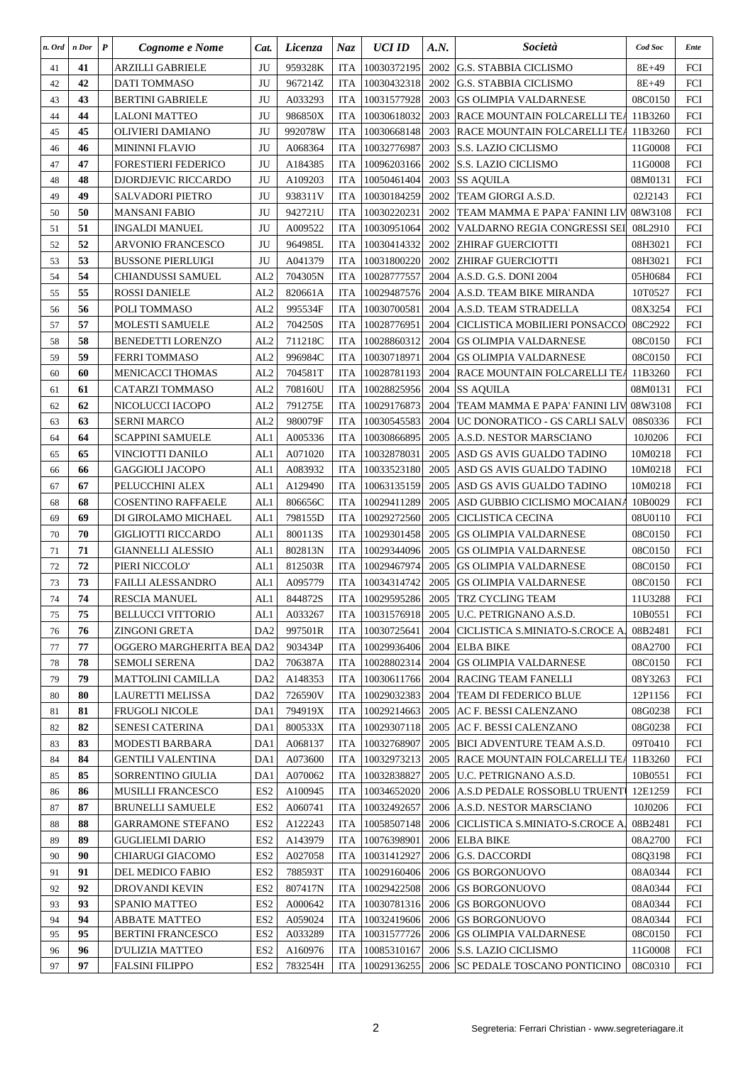| n. Ord | n Dor | P | Cognome e Nome | Cat. | Licenza | Naz | UCI ID | A.N. | Società | Cod Soc | Ente |
|---|---|---|---|---|---|---|---|---|---|---|---|
| 41 | 41 | | ARZILLI GABRIELE | JU | 959328K | ITA | 10030372195 | 2002 | G.S. STABBIA CICLISMO | 8E+49 | FCI |
| 42 | 42 | | DATI TOMMASO | JU | 967214Z | ITA | 10030432318 | 2002 | G.S. STABBIA CICLISMO | 8E+49 | FCI |
| 43 | 43 | | BERTINI GABRIELE | JU | A033293 | ITA | 10031577928 | 2003 | GS OLIMPIA VALDARNESE | 08C0150 | FCI |
| 44 | 44 | | LALONI MATTEO | JU | 986850X | ITA | 10030618032 | 2003 | RACE MOUNTAIN FOLCARELLI TEA | 11B3260 | FCI |
| 45 | 45 | | OLIVIERI DAMIANO | JU | 992078W | ITA | 10030668148 | 2003 | RACE MOUNTAIN FOLCARELLI TEA | 11B3260 | FCI |
| 46 | 46 | | MININNI FLAVIO | JU | A068364 | ITA | 10032776987 | 2003 | S.S. LAZIO CICLISMO | 11G0008 | FCI |
| 47 | 47 | | FORESTIERI FEDERICO | JU | A184385 | ITA | 10096203166 | 2002 | S.S. LAZIO CICLISMO | 11G0008 | FCI |
| 48 | 48 | | DJORDJEVIC RICCARDO | JU | A109203 | ITA | 10050461404 | 2003 | SS AQUILA | 08M0131 | FCI |
| 49 | 49 | | SALVADORI PIETRO | JU | 938311V | ITA | 10030184259 | 2002 | TEAM GIORGI A.S.D. | 02J2143 | FCI |
| 50 | 50 | | MANSANI FABIO | JU | 942721U | ITA | 10030220231 | 2002 | TEAM MAMMA E PAPA' FANINI LIV | 08W3108 | FCI |
| 51 | 51 | | INGALDI MANUEL | JU | A009522 | ITA | 10030951064 | 2002 | VALDARNO REGIA CONGRESSI SEI | 08L2910 | FCI |
| 52 | 52 | | ARVONIO FRANCESCO | JU | 964985L | ITA | 10030414332 | 2002 | ZHIRAF GUERCIOTTI | 08H3021 | FCI |
| 53 | 53 | | BUSSONE PIERLUIGI | JU | A041379 | ITA | 10031800220 | 2002 | ZHIRAF GUERCIOTTI | 08H3021 | FCI |
| 54 | 54 | | CHIANDUSSI SAMUEL | AL2 | 704305N | ITA | 10028777557 | 2004 | A.S.D. G.S. DONI 2004 | 05H0684 | FCI |
| 55 | 55 | | ROSSI DANIELE | AL2 | 820661A | ITA | 10029487576 | 2004 | A.S.D. TEAM BIKE MIRANDA | 10T0527 | FCI |
| 56 | 56 | | POLI TOMMASO | AL2 | 995534F | ITA | 10030700581 | 2004 | A.S.D. TEAM STRADELLA | 08X3254 | FCI |
| 57 | 57 | | MOLESTI SAMUELE | AL2 | 704250S | ITA | 10028776951 | 2004 | CICLISTICA MOBILIERI PONSACCO | 08C2922 | FCI |
| 58 | 58 | | BENEDETTI LORENZO | AL2 | 711218C | ITA | 10028860312 | 2004 | GS OLIMPIA VALDARNESE | 08C0150 | FCI |
| 59 | 59 | | FERRI TOMMASO | AL2 | 996984C | ITA | 10030718971 | 2004 | GS OLIMPIA VALDARNESE | 08C0150 | FCI |
| 60 | 60 | | MENICACCI THOMAS | AL2 | 704581T | ITA | 10028781193 | 2004 | RACE MOUNTAIN FOLCARELLI TEA | 11B3260 | FCI |
| 61 | 61 | | CATARZI TOMMASO | AL2 | 708160U | ITA | 10028825956 | 2004 | SS AQUILA | 08M0131 | FCI |
| 62 | 62 | | NICOLUCCI IACOPO | AL2 | 791275E | ITA | 10029176873 | 2004 | TEAM MAMMA E PAPA' FANINI LIV | 08W3108 | FCI |
| 63 | 63 | | SERNI MARCO | AL2 | 980079F | ITA | 10030545583 | 2004 | UC DONORATICO - GS CARLI SALV | 08S0336 | FCI |
| 64 | 64 | | SCAPPINI SAMUELE | AL1 | A005336 | ITA | 10030866895 | 2005 | A.S.D. NESTOR MARSCIANO | 10J0206 | FCI |
| 65 | 65 | | VINCIOTTI DANILO | AL1 | A071020 | ITA | 10032878031 | 2005 | ASD GS AVIS GUALDO TADINO | 10M0218 | FCI |
| 66 | 66 | | GAGGIOLI JACOPO | AL1 | A083932 | ITA | 10033523180 | 2005 | ASD GS AVIS GUALDO TADINO | 10M0218 | FCI |
| 67 | 67 | | PELUCCHINI ALEX | AL1 | A129490 | ITA | 10063135159 | 2005 | ASD GS AVIS GUALDO TADINO | 10M0218 | FCI |
| 68 | 68 | | COSENTINO RAFFAELE | AL1 | 806656C | ITA | 10029411289 | 2005 | ASD GUBBIO CICLISMO MOCAIANA | 10B0029 | FCI |
| 69 | 69 | | DI GIROLAMO MICHAEL | AL1 | 798155D | ITA | 10029272560 | 2005 | CICLISTICA CECINA | 08U0110 | FCI |
| 70 | 70 | | GIGLIOTTI RICCARDO | AL1 | 800113S | ITA | 10029301458 | 2005 | GS OLIMPIA VALDARNESE | 08C0150 | FCI |
| 71 | 71 | | GIANNELLI ALESSIO | AL1 | 802813N | ITA | 10029344096 | 2005 | GS OLIMPIA VALDARNESE | 08C0150 | FCI |
| 72 | 72 | | PIERI NICCOLO' | AL1 | 812503R | ITA | 10029467974 | 2005 | GS OLIMPIA VALDARNESE | 08C0150 | FCI |
| 73 | 73 | | FAILLI ALESSANDRO | AL1 | A095779 | ITA | 10034314742 | 2005 | GS OLIMPIA VALDARNESE | 08C0150 | FCI |
| 74 | 74 | | RESCIA MANUEL | AL1 | 844872S | ITA | 10029595286 | 2005 | TRZ CYCLING TEAM | 11U3288 | FCI |
| 75 | 75 | | BELLUCCI VITTORIO | AL1 | A033267 | ITA | 10031576918 | 2005 | U.C. PETRIGNANO A.S.D. | 10B0551 | FCI |
| 76 | 76 | | ZINGONI GRETA | DA2 | 997501R | ITA | 10030725641 | 2004 | CICLISTICA S.MINIATO-S.CROCE A. | 08B2481 | FCI |
| 77 | 77 | | OGGERO MARGHERITA BEA | DA2 | 903434P | ITA | 10029936406 | 2004 | ELBA BIKE | 08A2700 | FCI |
| 78 | 78 | | SEMOLI SERENA | DA2 | 706387A | ITA | 10028802314 | 2004 | GS OLIMPIA VALDARNESE | 08C0150 | FCI |
| 79 | 79 | | MATTOLINI CAMILLA | DA2 | A148353 | ITA | 10030611766 | 2004 | RACING TEAM FANELLI | 08Y3263 | FCI |
| 80 | 80 | | LAURETTI MELISSA | DA2 | 726590V | ITA | 10029032383 | 2004 | TEAM DI FEDERICO BLUE | 12P1156 | FCI |
| 81 | 81 | | FRUGOLI NICOLE | DA1 | 794919X | ITA | 10029214663 | 2005 | AC F. BESSI CALENZANO | 08G0238 | FCI |
| 82 | 82 | | SENESI CATERINA | DA1 | 800533X | ITA | 10029307118 | 2005 | AC F. BESSI CALENZANO | 08G0238 | FCI |
| 83 | 83 | | MODESTI BARBARA | DA1 | A068137 | ITA | 10032768907 | 2005 | BICI ADVENTURE TEAM A.S.D. | 09T0410 | FCI |
| 84 | 84 | | GENTILI VALENTINA | DA1 | A073600 | ITA | 10032973213 | 2005 | RACE MOUNTAIN FOLCARELLI TEA | 11B3260 | FCI |
| 85 | 85 | | SORRENTINO GIULIA | DA1 | A070062 | ITA | 10032838827 | 2005 | U.C. PETRIGNANO A.S.D. | 10B0551 | FCI |
| 86 | 86 | | MUSILLI FRANCESCO | ES2 | A100945 | ITA | 10034652020 | 2006 | A.S.D PEDALE ROSSOBLU TRUENT | 12E1259 | FCI |
| 87 | 87 | | BRUNELLI SAMUELE | ES2 | A060741 | ITA | 10032492657 | 2006 | A.S.D. NESTOR MARSCIANO | 10J0206 | FCI |
| 88 | 88 | | GARRAMONE STEFANO | ES2 | A122243 | ITA | 10058507148 | 2006 | CICLISTICA S.MINIATO-S.CROCE A. | 08B2481 | FCI |
| 89 | 89 | | GUGLIELMI DARIO | ES2 | A143979 | ITA | 10076398901 | 2006 | ELBA BIKE | 08A2700 | FCI |
| 90 | 90 | | CHIARUGI GIACOMO | ES2 | A027058 | ITA | 10031412927 | 2006 | G.S. DACCORDI | 08Q3198 | FCI |
| 91 | 91 | | DEL MEDICO FABIO | ES2 | 788593T | ITA | 10029160406 | 2006 | GS BORGONUOVO | 08A0344 | FCI |
| 92 | 92 | | DROVANDI KEVIN | ES2 | 807417N | ITA | 10029422508 | 2006 | GS BORGONUOVO | 08A0344 | FCI |
| 93 | 93 | | SPANIO MATTEO | ES2 | A000642 | ITA | 10030781316 | 2006 | GS BORGONUOVO | 08A0344 | FCI |
| 94 | 94 | | ABBATE MATTEO | ES2 | A059024 | ITA | 10032419606 | 2006 | GS BORGONUOVO | 08A0344 | FCI |
| 95 | 95 | | BERTINI FRANCESCO | ES2 | A033289 | ITA | 10031577726 | 2006 | GS OLIMPIA VALDARNESE | 08C0150 | FCI |
| 96 | 96 | | D'ULIZIA MATTEO | ES2 | A160976 | ITA | 10085310167 | 2006 | S.S. LAZIO CICLISMO | 11G0008 | FCI |
| 97 | 97 | | FALSINI FILIPPO | ES2 | 783254H | ITA | 10029136255 | 2006 | SC PEDALE TOSCANO PONTICINO | 08C0310 | FCI |

Segreteria: Ferrari Christian - www.segreteriagare.it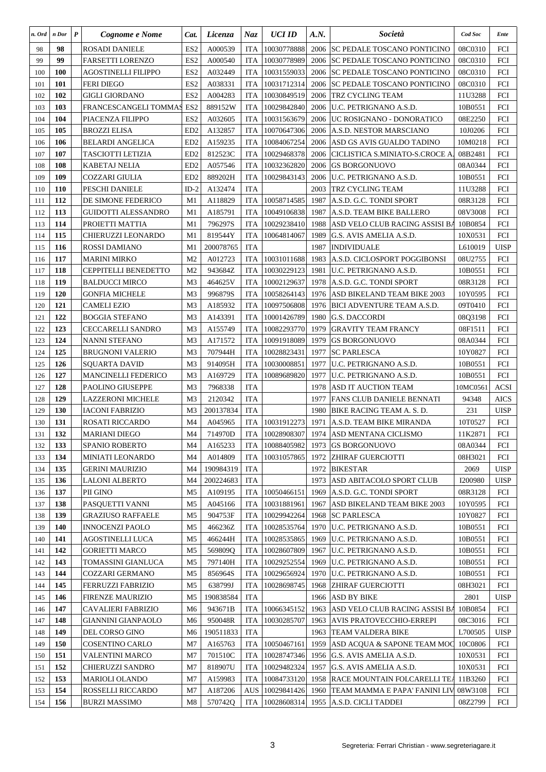| n. Ord | n Dor | P | Cognome e Nome | Cat. | Licenza | Naz | UCI ID | A.N. | Società | Cod Soc | Ente |
|---|---|---|---|---|---|---|---|---|---|---|---|
| 98 | 98 | | ROSADI DANIELE | ES2 | A000539 | ITA | 10030778888 | 2006 | SC PEDALE TOSCANO PONTICINO | 08C0310 | FCI |
| 99 | 99 | | FARSETTI LORENZO | ES2 | A000540 | ITA | 10030778989 | 2006 | SC PEDALE TOSCANO PONTICINO | 08C0310 | FCI |
| 100 | 100 | | AGOSTINELLI FILIPPO | ES2 | A032449 | ITA | 10031559033 | 2006 | SC PEDALE TOSCANO PONTICINO | 08C0310 | FCI |
| 101 | 101 | | FERI DIEGO | ES2 | A038331 | ITA | 10031712314 | 2006 | SC PEDALE TOSCANO PONTICINO | 08C0310 | FCI |
| 102 | 102 | | GIGLI GIORDANO | ES2 | A004283 | ITA | 10030849519 | 2006 | TRZ CYCLING TEAM | 11U3288 | FCI |
| 103 | 103 | | FRANCESCANGELI TOMMAS | ES2 | 889152W | ITA | 10029842840 | 2006 | U.C. PETRIGNANO A.S.D. | 10B0551 | FCI |
| 104 | 104 | | PIACENZA FILIPPO | ES2 | A032605 | ITA | 10031563679 | 2006 | UC ROSIGNANO - DONORATICO | 08E2250 | FCI |
| 105 | 105 | | BROZZI ELISA | ED2 | A132857 | ITA | 10070647306 | 2006 | A.S.D. NESTOR MARSCIANO | 10J0206 | FCI |
| 106 | 106 | | BELARDI ANGELICA | ED2 | A159235 | ITA | 10084067254 | 2006 | ASD GS AVIS GUALDO TADINO | 10M0218 | FCI |
| 107 | 107 | | TASCIOTTI LETIZIA | ED2 | 812523C | ITA | 10029468378 | 2006 | CICLISTICA S.MINIATO-S.CROCE A | 08B2481 | FCI |
| 108 | 108 | | KABETAJ NELIA | ED2 | A057546 | ITA | 10032362820 | 2006 | GS BORGONUOVO | 08A0344 | FCI |
| 109 | 109 | | COZZARI GIULIA | ED2 | 889202H | ITA | 10029843143 | 2006 | U.C. PETRIGNANO A.S.D. | 10B0551 | FCI |
| 110 | 110 | | PESCHI DANIELE | ID-2 | A132474 | ITA | | 2003 | TRZ CYCLING TEAM | 11U3288 | FCI |
| 111 | 112 | | DE SIMONE FEDERICO | M1 | A118829 | ITA | 10058714585 | 1987 | A.S.D. G.C. TONDI SPORT | 08R3128 | FCI |
| 112 | 113 | | GUIDOTTI ALESSANDRO | M1 | A185791 | ITA | 10049106838 | 1987 | A.S.D. TEAM BIKE BALLERO | 08V3008 | FCI |
| 113 | 114 | | PROIETTI MATTIA | M1 | 796297S | ITA | 10029238410 | 1988 | ASD VELO CLUB RACING ASSISI BA | 10B0854 | FCI |
| 114 | 115 | | CHIERUZZI LEONARDO | M1 | 819544Y | ITA | 10064814067 | 1989 | G.S. AVIS AMELIA A.S.D. | 10X0531 | FCI |
| 115 | 116 | | ROSSI DAMIANO | M1 | 200078765 | ITA | | 1987 | INDIVIDUALE | L610019 | UISP |
| 116 | 117 | | MARINI MIRKO | M2 | A012723 | ITA | 10031011688 | 1983 | A.S.D. CICLOSPORT POGGIBONSI | 08U2755 | FCI |
| 117 | 118 | | CEPPITELLI BENEDETTO | M2 | 943684Z | ITA | 10030229123 | 1981 | U.C. PETRIGNANO A.S.D. | 10B0551 | FCI |
| 118 | 119 | | BALDUCCI MIRCO | M3 | 464625V | ITA | 10002129637 | 1978 | A.S.D. G.C. TONDI SPORT | 08R3128 | FCI |
| 119 | 120 | | GONFIA MICHELE | M3 | 996879S | ITA | 10058264143 | 1976 | ASD BIKELAND TEAM BIKE 2003 | 10Y0595 | FCI |
| 120 | 121 | | CAMELI EZIO | M3 | A185932 | ITA | 10097506808 | 1976 | BICI ADVENTURE TEAM A.S.D. | 09T0410 | FCI |
| 121 | 122 | | BOGGIA STEFANO | M3 | A143391 | ITA | 10001426789 | 1980 | G.S. DACCORDI | 08Q3198 | FCI |
| 122 | 123 | | CECCARELLI SANDRO | M3 | A155749 | ITA | 10082293770 | 1979 | GRAVITY TEAM FRANCY | 08F1511 | FCI |
| 123 | 124 | | NANNI STEFANO | M3 | A171572 | ITA | 10091918089 | 1979 | GS BORGONUOVO | 08A0344 | FCI |
| 124 | 125 | | BRUGNONI VALERIO | M3 | 707944H | ITA | 10028823431 | 1977 | SC PARLESCA | 10Y0827 | FCI |
| 125 | 126 | | SQUARTA DAVID | M3 | 914095H | ITA | 10030008851 | 1977 | U.C. PETRIGNANO A.S.D. | 10B0551 | FCI |
| 126 | 127 | | MANCINELLI FEDERICO | M3 | A169729 | ITA | 10089689820 | 1977 | U.C. PETRIGNANO A.S.D. | 10B0551 | FCI |
| 127 | 128 | | PAOLINO GIUSEPPE | M3 | 7968338 | ITA | | 1978 | ASD IT AUCTION TEAM | 10MC0561 | ACSI |
| 128 | 129 | | LAZZERONI MICHELE | M3 | 2120342 | ITA | | 1977 | FANS CLUB DANIELE BENNATI | 94348 | AICS |
| 129 | 130 | | IACONI FABRIZIO | M3 | 200137834 | ITA | | 1980 | BIKE RACING TEAM A. S. D. | 231 | UISP |
| 130 | 131 | | ROSATI RICCARDO | M4 | A045965 | ITA | 10031912273 | 1971 | A.S.D. TEAM BIKE MIRANDA | 10T0527 | FCI |
| 131 | 132 | | MARIANI DIEGO | M4 | 714970D | ITA | 10028908307 | 1974 | ASD MENTANA CICLISMO | 11K2871 | FCI |
| 132 | 133 | | SPANIO ROBERTO | M4 | A165233 | ITA | 10088405982 | 1973 | GS BORGONUOVO | 08A0344 | FCI |
| 133 | 134 | | MINIATI LEONARDO | M4 | A014809 | ITA | 10031057865 | 1972 | ZHIRAF GUERCIOTTI | 08H3021 | FCI |
| 134 | 135 | | GERINI MAURIZIO | M4 | 190984319 | ITA | | 1972 | BIKESTAR | 2069 | UISP |
| 135 | 136 | | LALONI ALBERTO | M4 | 200224683 | ITA | | 1973 | ASD ABITACOLO SPORT CLUB | I200980 | UISP |
| 136 | 137 | | PII GINO | M5 | A109195 | ITA | 10050466151 | 1969 | A.S.D. G.C. TONDI SPORT | 08R3128 | FCI |
| 137 | 138 | | PASQUETTI VANNI | M5 | A045166 | ITA | 10031881961 | 1967 | ASD BIKELAND TEAM BIKE 2003 | 10Y0595 | FCI |
| 138 | 139 | | GRAZIUSO RAFFAELE | M5 | 904753F | ITA | 10029942264 | 1968 | SC PARLESCA | 10Y0827 | FCI |
| 139 | 140 | | INNOCENZI PAOLO | M5 | 466236Z | ITA | 10028535764 | 1970 | U.C. PETRIGNANO A.S.D. | 10B0551 | FCI |
| 140 | 141 | | AGOSTINELLI LUCA | M5 | 466244H | ITA | 10028535865 | 1969 | U.C. PETRIGNANO A.S.D. | 10B0551 | FCI |
| 141 | 142 | | GORIETTI MARCO | M5 | 569809Q | ITA | 10028607809 | 1967 | U.C. PETRIGNANO A.S.D. | 10B0551 | FCI |
| 142 | 143 | | TOMASSINI GIANLUCA | M5 | 797140H | ITA | 10029252554 | 1969 | U.C. PETRIGNANO A.S.D. | 10B0551 | FCI |
| 143 | 144 | | COZZARI GERMANO | M5 | 856964S | ITA | 10029656924 | 1970 | U.C. PETRIGNANO A.S.D. | 10B0551 | FCI |
| 144 | 145 | | FERRUZZI FABRIZIO | M5 | 638799J | ITA | 10028698745 | 1968 | ZHIRAF GUERCIOTTI | 08H3021 | FCI |
| 145 | 146 | | FIRENZE MAURIZIO | M5 | 190838584 | ITA | | 1966 | ASD BY BIKE | 2801 | UISP |
| 146 | 147 | | CAVALIERI FABRIZIO | M6 | 943671B | ITA | 10066345152 | 1963 | ASD VELO CLUB RACING ASSISI BA | 10B0854 | FCI |
| 147 | 148 | | GIANNINI GIANPAOLO | M6 | 950048R | ITA | 10030285707 | 1963 | AVIS PRATOVECCHIO-ERREPI | 08C3016 | FCI |
| 148 | 149 | | DEL CORSO GINO | M6 | 190511833 | ITA | | 1963 | TEAM VALDERA BIKE | L700505 | UISP |
| 149 | 150 | | COSENTINO CARLO | M7 | A165763 | ITA | 10050467161 | 1959 | ASD ACQUA & SAPONE TEAM MOC | 10C0806 | FCI |
| 150 | 151 | | VALENTINI MARCO | M7 | 701510C | ITA | 10028747346 | 1956 | G.S. AVIS AMELIA A.S.D. | 10X0531 | FCI |
| 151 | 152 | | CHIERUZZI SANDRO | M7 | 818907U | ITA | 10029482324 | 1957 | G.S. AVIS AMELIA A.S.D. | 10X0531 | FCI |
| 152 | 153 | | MARIOLI OLANDO | M7 | A159983 | ITA | 10084733120 | 1958 | RACE MOUNTAIN FOLCARELLI TEA | 11B3260 | FCI |
| 153 | 154 | | ROSSELLI RICCARDO | M7 | A187206 | AUS | 10029841426 | 1960 | TEAM MAMMA E PAPA' FANINI LIV | 08W3108 | FCI |
| 154 | 156 | | BURZI MASSIMO | M8 | 570742Q | ITA | 10028608314 | 1955 | A.S.D. CICLI TADDEI | 08Z2799 | FCI |

Segreteria: Ferrari Christian - www.segreteriagare.it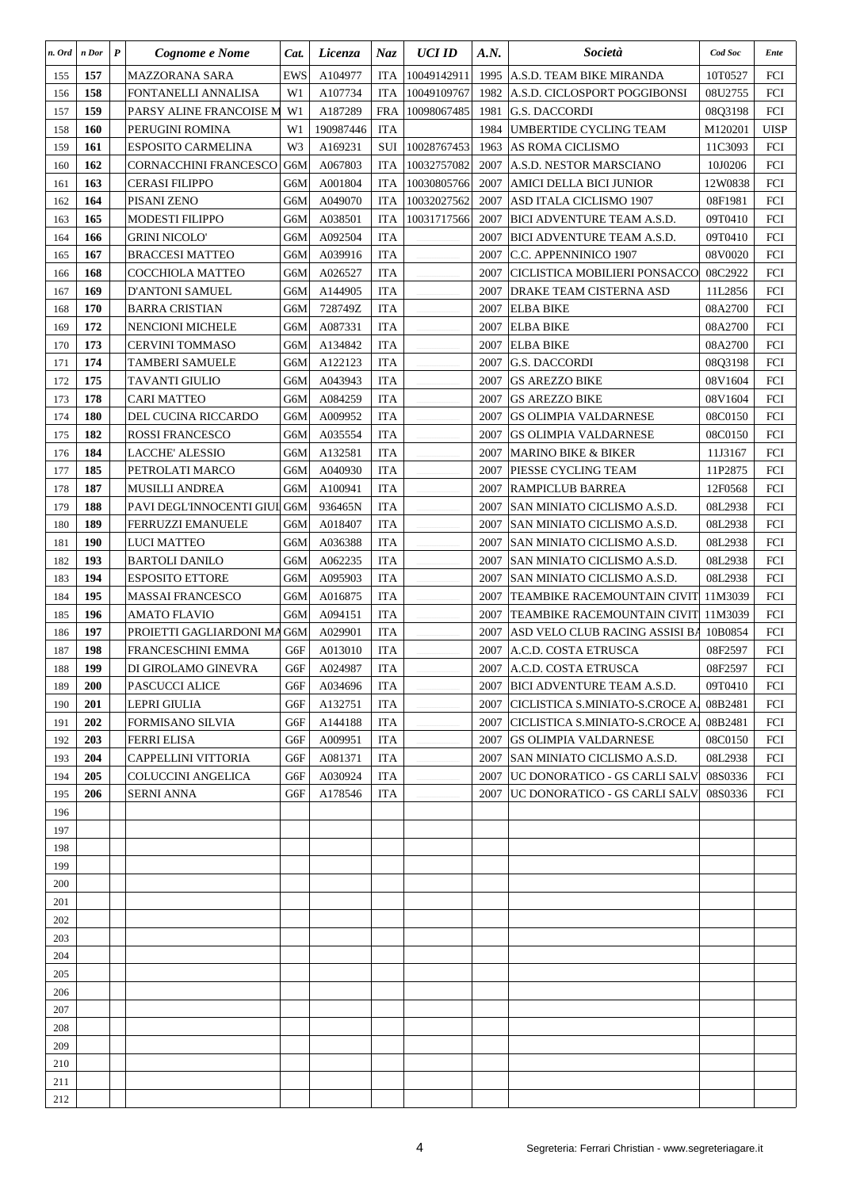| n. Ord | n Dor | P | Cognome e Nome | Cat. | Licenza | Naz | UCI ID | A.N. | Società | Cod Soc | Ente |
|---|---|---|---|---|---|---|---|---|---|---|---|
| 155 | 157 | | MAZZORANA SARA | EWS | A104977 | ITA | 10049142911 | 1995 | A.S.D. TEAM BIKE MIRANDA | 10T0527 | FCI |
| 156 | 158 | | FONTANELLI ANNALISA | W1 | A107734 | ITA | 10049109767 | 1982 | A.S.D. CICLOSPORT POGGIBONSI | 08U2755 | FCI |
| 157 | 159 | | PARSY ALINE FRANCOISE M | W1 | A187289 | FRA | 10098067485 | 1981 | G.S. DACCORDI | 08Q3198 | FCI |
| 158 | 160 | | PERUGINI ROMINA | W1 | 190987446 | ITA | | 1984 | UMBERTIDE CYCLING TEAM | M120201 | UISP |
| 159 | 161 | | ESPOSITO CARMELINA | W3 | A169231 | SUI | 10028767453 | 1963 | AS ROMA CICLISMO | 11C3093 | FCI |
| 160 | 162 | | CORNACCHINI FRANCESCO | G6M | A067803 | ITA | 10032757082 | 2007 | A.S.D. NESTOR MARSCIANO | 10J0206 | FCI |
| 161 | 163 | | CERASI FILIPPO | G6M | A001804 | ITA | 10030805766 | 2007 | AMICI DELLA BICI JUNIOR | 12W0838 | FCI |
| 162 | 164 | | PISANI ZENO | G6M | A049070 | ITA | 10032027562 | 2007 | ASD ITALA CICLISMO 1907 | 08F1981 | FCI |
| 163 | 165 | | MODESTI FILIPPO | G6M | A038501 | ITA | 10031717566 | 2007 | BICI ADVENTURE TEAM A.S.D. | 09T0410 | FCI |
| 164 | 166 | | GRINI NICOLO' | G6M | A092504 | ITA | | 2007 | BICI ADVENTURE TEAM A.S.D. | 09T0410 | FCI |
| 165 | 167 | | BRACCESI MATTEO | G6M | A039916 | ITA | | 2007 | C.C. APPENNINICO 1907 | 08V0020 | FCI |
| 166 | 168 | | COCCHIOLA MATTEO | G6M | A026527 | ITA | | 2007 | CICLISTICA MOBILIERI PONSACCO | 08C2922 | FCI |
| 167 | 169 | | D'ANTONI SAMUEL | G6M | A144905 | ITA | | 2007 | DRAKE TEAM CISTERNA ASD | 11L2856 | FCI |
| 168 | 170 | | BARRA CRISTIAN | G6M | 728749Z | ITA | | 2007 | ELBA BIKE | 08A2700 | FCI |
| 169 | 172 | | NENCIONI MICHELE | G6M | A087331 | ITA | | 2007 | ELBA BIKE | 08A2700 | FCI |
| 170 | 173 | | CERVINI TOMMASO | G6M | A134842 | ITA | | 2007 | ELBA BIKE | 08A2700 | FCI |
| 171 | 174 | | TAMBERI SAMUELE | G6M | A122123 | ITA | | 2007 | G.S. DACCORDI | 08Q3198 | FCI |
| 172 | 175 | | TAVANTI GIULIO | G6M | A043943 | ITA | | 2007 | GS AREZZO BIKE | 08V1604 | FCI |
| 173 | 178 | | CARI MATTEO | G6M | A084259 | ITA | | 2007 | GS AREZZO BIKE | 08V1604 | FCI |
| 174 | 180 | | DEL CUCINA RICCARDO | G6M | A009952 | ITA | | 2007 | GS OLIMPIA VALDARNESE | 08C0150 | FCI |
| 175 | 182 | | ROSSI FRANCESCO | G6M | A035554 | ITA | | 2007 | GS OLIMPIA VALDARNESE | 08C0150 | FCI |
| 176 | 184 | | LACCHE' ALESSIO | G6M | A132581 | ITA | | 2007 | MARINO BIKE & BIKER | 11J3167 | FCI |
| 177 | 185 | | PETROLATI MARCO | G6M | A040930 | ITA | | 2007 | PIESSE CYCLING TEAM | 11P2875 | FCI |
| 178 | 187 | | MUSILLI ANDREA | G6M | A100941 | ITA | | 2007 | RAMPICLUB BARREA | 12F0568 | FCI |
| 179 | 188 | | PAVI DEGL'INNOCENTI GIUL | G6M | 936465N | ITA | | 2007 | SAN MINIATO CICLISMO A.S.D. | 08L2938 | FCI |
| 180 | 189 | | FERRUZZI EMANUELE | G6M | A018407 | ITA | | 2007 | SAN MINIATO CICLISMO A.S.D. | 08L2938 | FCI |
| 181 | 190 | | LUCI MATTEO | G6M | A036388 | ITA | | 2007 | SAN MINIATO CICLISMO A.S.D. | 08L2938 | FCI |
| 182 | 193 | | BARTOLI DANILO | G6M | A062235 | ITA | | 2007 | SAN MINIATO CICLISMO A.S.D. | 08L2938 | FCI |
| 183 | 194 | | ESPOSITO ETTORE | G6M | A095903 | ITA | | 2007 | SAN MINIATO CICLISMO A.S.D. | 08L2938 | FCI |
| 184 | 195 | | MASSAI FRANCESCO | G6M | A016875 | ITA | | 2007 | TEAMBIKE RACEMOUNTAIN CIVIT | 11M3039 | FCI |
| 185 | 196 | | AMATO FLAVIO | G6M | A094151 | ITA | | 2007 | TEAMBIKE RACEMOUNTAIN CIVIT | 11M3039 | FCI |
| 186 | 197 | | PROIETTI GAGLIARDONI MA | G6M | A029901 | ITA | | 2007 | ASD VELO CLUB RACING ASSISI BA | 10B0854 | FCI |
| 187 | 198 | | FRANCESCHINI EMMA | G6F | A013010 | ITA | | 2007 | A.C.D. COSTA ETRUSCA | 08F2597 | FCI |
| 188 | 199 | | DI GIROLAMO GINEVRA | G6F | A024987 | ITA | | 2007 | A.C.D. COSTA ETRUSCA | 08F2597 | FCI |
| 189 | 200 | | PASCUCCI ALICE | G6F | A034696 | ITA | | 2007 | BICI ADVENTURE TEAM A.S.D. | 09T0410 | FCI |
| 190 | 201 | | LEPRI GIULIA | G6F | A132751 | ITA | | 2007 | CICLISTICA S.MINIATO-S.CROCE A. | 08B2481 | FCI |
| 191 | 202 | | FORMISANO SILVIA | G6F | A144188 | ITA | | 2007 | CICLISTICA S.MINIATO-S.CROCE A. | 08B2481 | FCI |
| 192 | 203 | | FERRI ELISA | G6F | A009951 | ITA | | 2007 | GS OLIMPIA VALDARNESE | 08C0150 | FCI |
| 193 | 204 | | CAPPELLINI VITTORIA | G6F | A081371 | ITA | | 2007 | SAN MINIATO CICLISMO A.S.D. | 08L2938 | FCI |
| 194 | 205 | | COLUCCINI ANGELICA | G6F | A030924 | ITA | | 2007 | UC DONORATICO - GS CARLI SALV | 08S0336 | FCI |
| 195 | 206 | | SERNI ANNA | G6F | A178546 | ITA | | 2007 | UC DONORATICO - GS CARLI SALV | 08S0336 | FCI |
| 196 | | | | | | | | | | | |
| 197 | | | | | | | | | | | |
| 198 | | | | | | | | | | | |
| 199 | | | | | | | | | | | |
| 200 | | | | | | | | | | | |
| 201 | | | | | | | | | | | |
| 202 | | | | | | | | | | | |
| 203 | | | | | | | | | | | |
| 204 | | | | | | | | | | | |
| 205 | | | | | | | | | | | |
| 206 | | | | | | | | | | | |
| 207 | | | | | | | | | | | |
| 208 | | | | | | | | | | | |
| 209 | | | | | | | | | | | |
| 210 | | | | | | | | | | | |
| 211 | | | | | | | | | | | |
| 212 | | | | | | | | | | | |

Segreteria: Ferrari Christian - www.segreteriagare.it